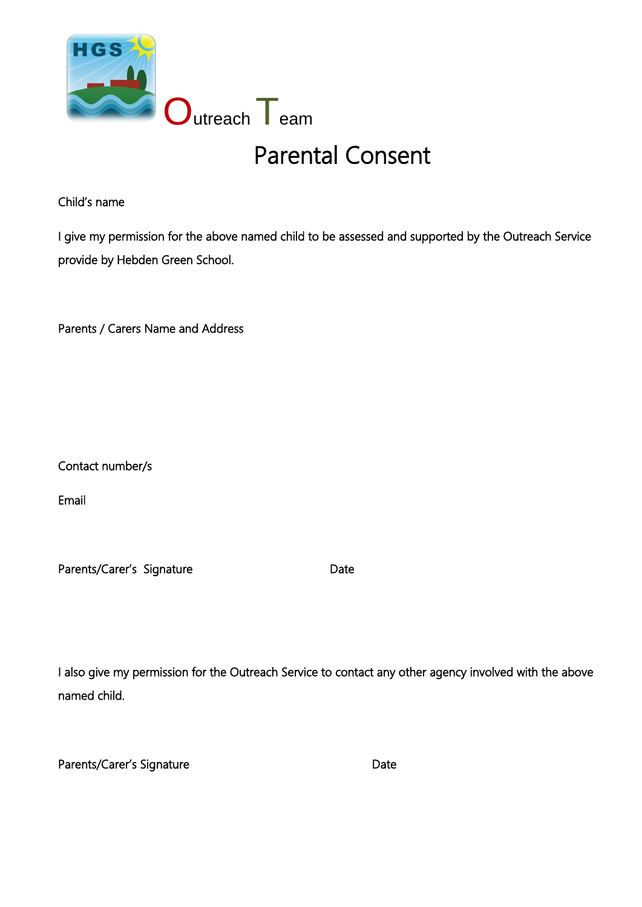HGS

Outreach Team

# Parental Consent

Child's name

I give my permission for the above named child to be assessed and supported by the Outreach Service provide by Hebden Green School.

Parents / Carers Name and Address

Contact number/s

Email

Parents/Carer's Signature Date

I also give my permission for the Outreach Service to contact any other agency involved with the above named child.

Parents/Carer's Signature Date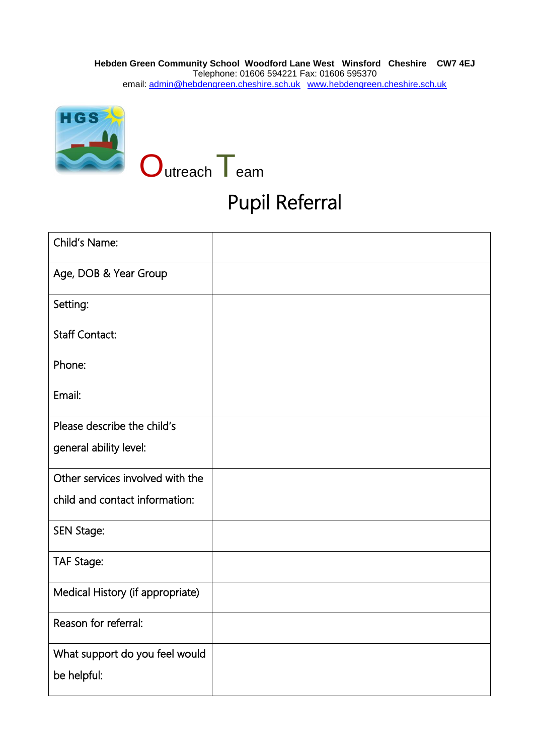**Hebden Green Community School Woodford Lane West Winsford Cheshire CW7 4EJ**
Telephone: 01606 594221 Fax: 01606 595370
email: admin@hebdengreen.cheshire.sch.uk www.hebdengreen.cheshire.sch.uk

# Outreach Team

## Pupil Referral

| Child's Name: | |
|---|---|
| Age, DOB & Year Group | |
| Setting:<br><br>Staff Contact:<br><br>Phone:<br><br>Email: | |
| Please describe the child's general ability level: | |
| Other services involved with the child and contact information: | |
| SEN Stage: | |
| TAF Stage: | |
| Medical History (if appropriate) | |
| Reason for referral: | |
| What support do you feel would be helpful: | |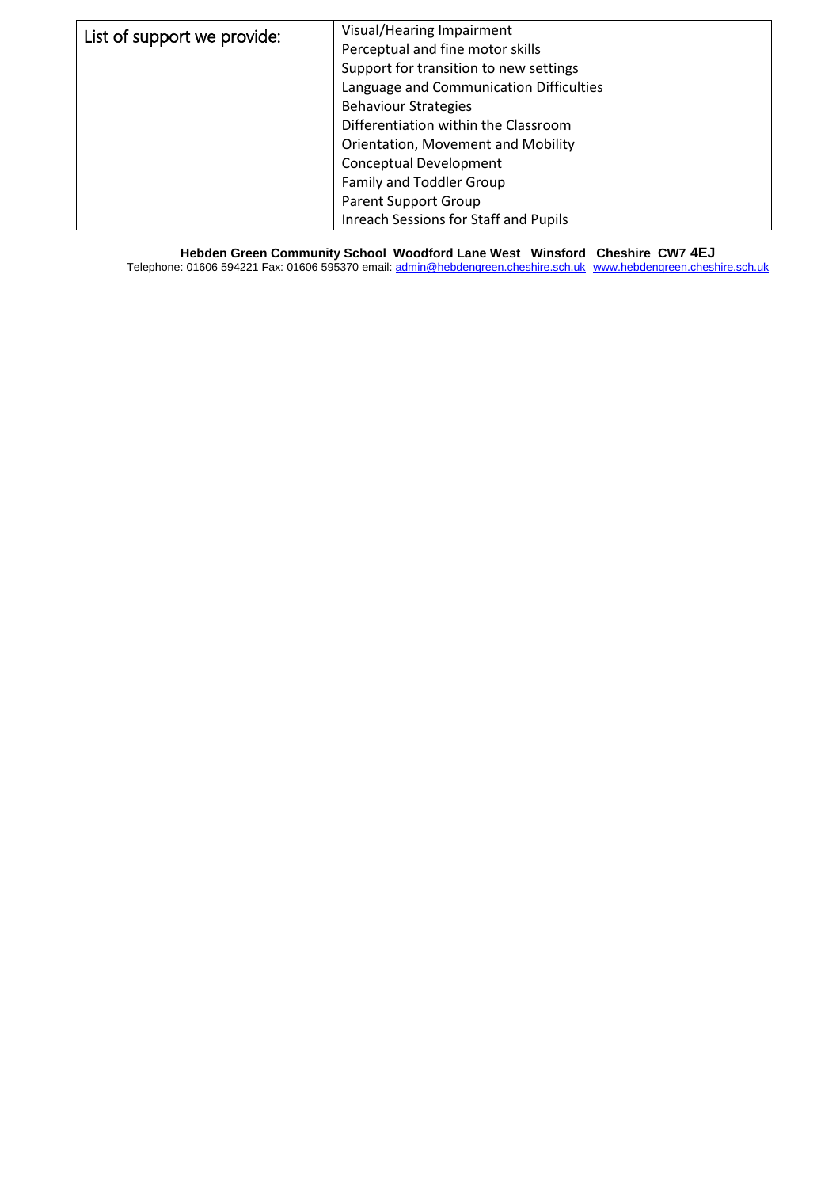| | |
|---|---|
| List of support we provide: | Visual/Hearing Impairment<br>Perceptual and fine motor skills<br>Support for transition to new settings<br>Language and Communication Difficulties<br>Behaviour Strategies<br>Differentiation within the Classroom<br>Orientation, Movement and Mobility<br>Conceptual Development<br>Family and Toddler Group<br>Parent Support Group<br>Inreach Sessions for Staff and Pupils |

**Hebden Green Community School Woodford Lane West Winsford Cheshire CW7 4EJ**
Telephone: 01606 594221 Fax: 01606 595370 email: admin@hebdengreen.cheshire.sch.uk www.hebdengreen.cheshire.sch.uk